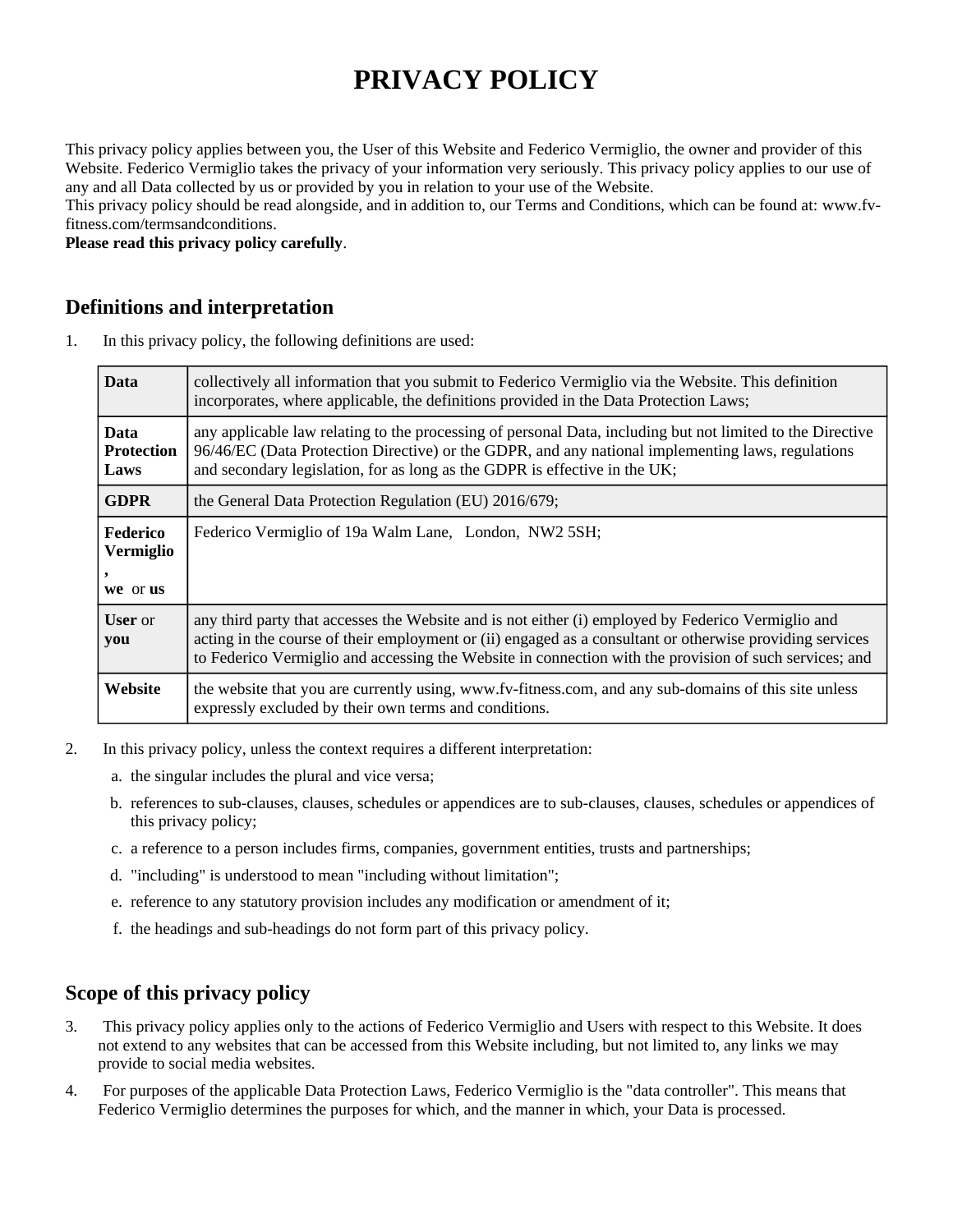# PRIVACY POLICY

This privacy policy applies between you, the User of this Website and Federico Vermiglio, the owner and provider of this Website. Federico Vermiglio takes the privacy of your information very seriously. This privacy policy applies to our use of any and all Data collected by us or provided by you in relation to your use of the Website.

This privacy policy should be read alongside, and in addition to, our Terms and Conditions, which can be found at: www.fv-fitness.com/termsandconditions.

**Please read this privacy policy carefully**.

## Definitions and interpretation

1. In this privacy policy, the following definitions are used:

| | |
|---|---|
| **Data** | collectively all information that you submit to Federico Vermiglio via the Website. This definition incorporates, where applicable, the definitions provided in the Data Protection Laws; |
| **Data Protection Laws** | any applicable law relating to the processing of personal Data, including but not limited to the Directive 96/46/EC (Data Protection Directive) or the GDPR, and any national implementing laws, regulations and secondary legislation, for as long as the GDPR is effective in the UK; |
| **GDPR** | the General Data Protection Regulation (EU) 2016/679; |
| **Federico Vermiglio, we** or **us** | Federico Vermiglio of 19a Walm Lane, London, NW2 5SH; |
| **User** or **you** | any third party that accesses the Website and is not either (i) employed by Federico Vermiglio and acting in the course of their employment or (ii) engaged as a consultant or otherwise providing services to Federico Vermiglio and accessing the Website in connection with the provision of such services; and |
| **Website** | the website that you are currently using, www.fv-fitness.com, and any sub-domains of this site unless expressly excluded by their own terms and conditions. |

2. In this privacy policy, unless the context requires a different interpretation:
   a. the singular includes the plural and vice versa;
   b. references to sub-clauses, clauses, schedules or appendices are to sub-clauses, clauses, schedules or appendices of this privacy policy;
   c. a reference to a person includes firms, companies, government entities, trusts and partnerships;
   d. "including" is understood to mean "including without limitation";
   e. reference to any statutory provision includes any modification or amendment of it;
   f. the headings and sub-headings do not form part of this privacy policy.

## Scope of this privacy policy

3. This privacy policy applies only to the actions of Federico Vermiglio and Users with respect to this Website. It does not extend to any websites that can be accessed from this Website including, but not limited to, any links we may provide to social media websites.
4. For purposes of the applicable Data Protection Laws, Federico Vermiglio is the "data controller". This means that Federico Vermiglio determines the purposes for which, and the manner in which, your Data is processed.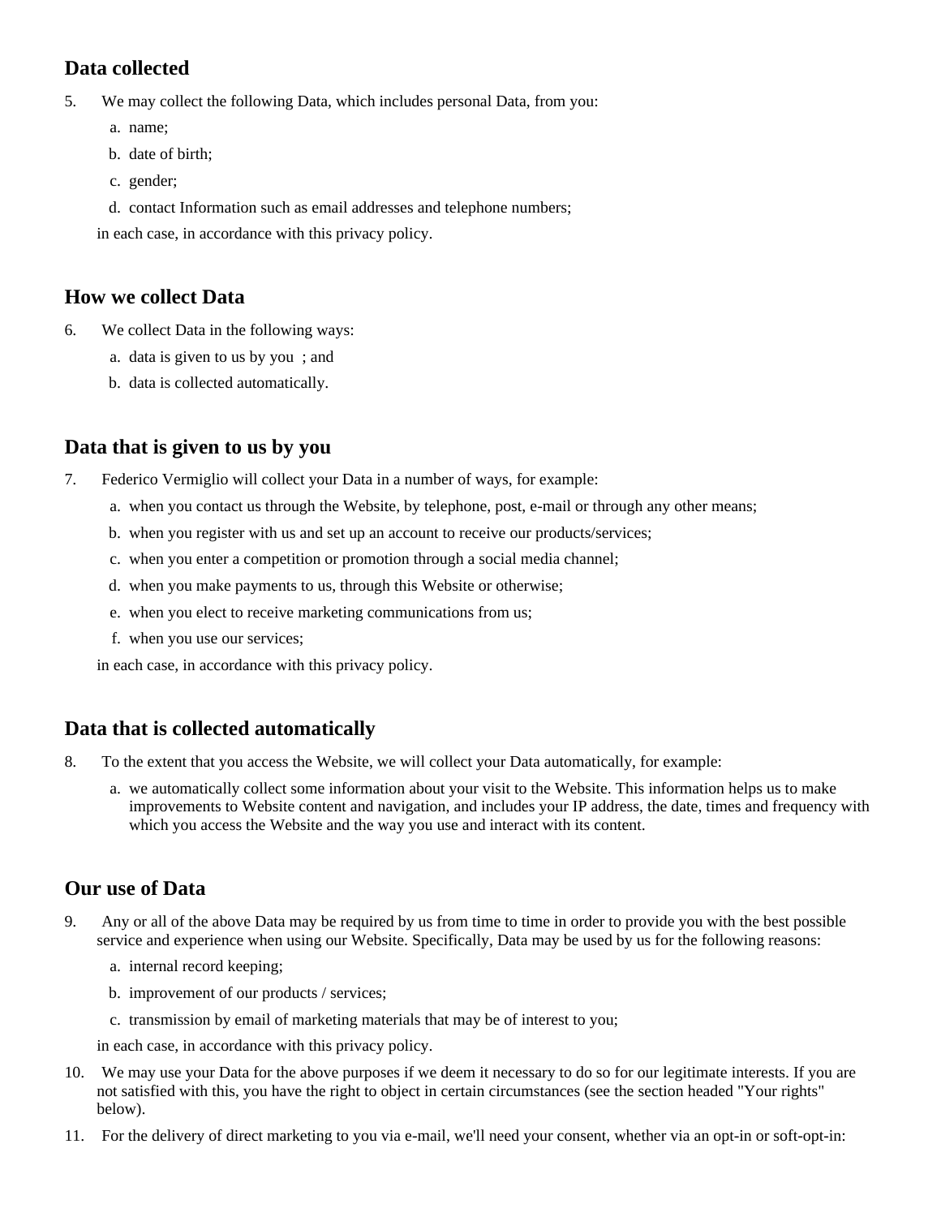## Data collected

5. We may collect the following Data, which includes personal Data, from you:
    a. name;
    b. date of birth;
    c. gender;
    d. contact Information such as email addresses and telephone numbers;

    in each case, in accordance with this privacy policy.

## How we collect Data

6. We collect Data in the following ways:
    a. data is given to us by you ; and
    b. data is collected automatically.

## Data that is given to us by you

7. Federico Vermiglio will collect your Data in a number of ways, for example:
    a. when you contact us through the Website, by telephone, post, e-mail or through any other means;
    b. when you register with us and set up an account to receive our products/services;
    c. when you enter a competition or promotion through a social media channel;
    d. when you make payments to us, through this Website or otherwise;
    e. when you elect to receive marketing communications from us;
    f. when you use our services;

    in each case, in accordance with this privacy policy.

## Data that is collected automatically

8. To the extent that you access the Website, we will collect your Data automatically, for example:
    a. we automatically collect some information about your visit to the Website. This information helps us to make improvements to Website content and navigation, and includes your IP address, the date, times and frequency with which you access the Website and the way you use and interact with its content.

## Our use of Data

9. Any or all of the above Data may be required by us from time to time in order to provide you with the best possible service and experience when using our Website. Specifically, Data may be used by us for the following reasons:
    a. internal record keeping;
    b. improvement of our products / services;
    c. transmission by email of marketing materials that may be of interest to you;

    in each case, in accordance with this privacy policy.
10. We may use your Data for the above purposes if we deem it necessary to do so for our legitimate interests. If you are not satisfied with this, you have the right to object in certain circumstances (see the section headed "Your rights" below).
11. For the delivery of direct marketing to you via e-mail, we'll need your consent, whether via an opt-in or soft-opt-in: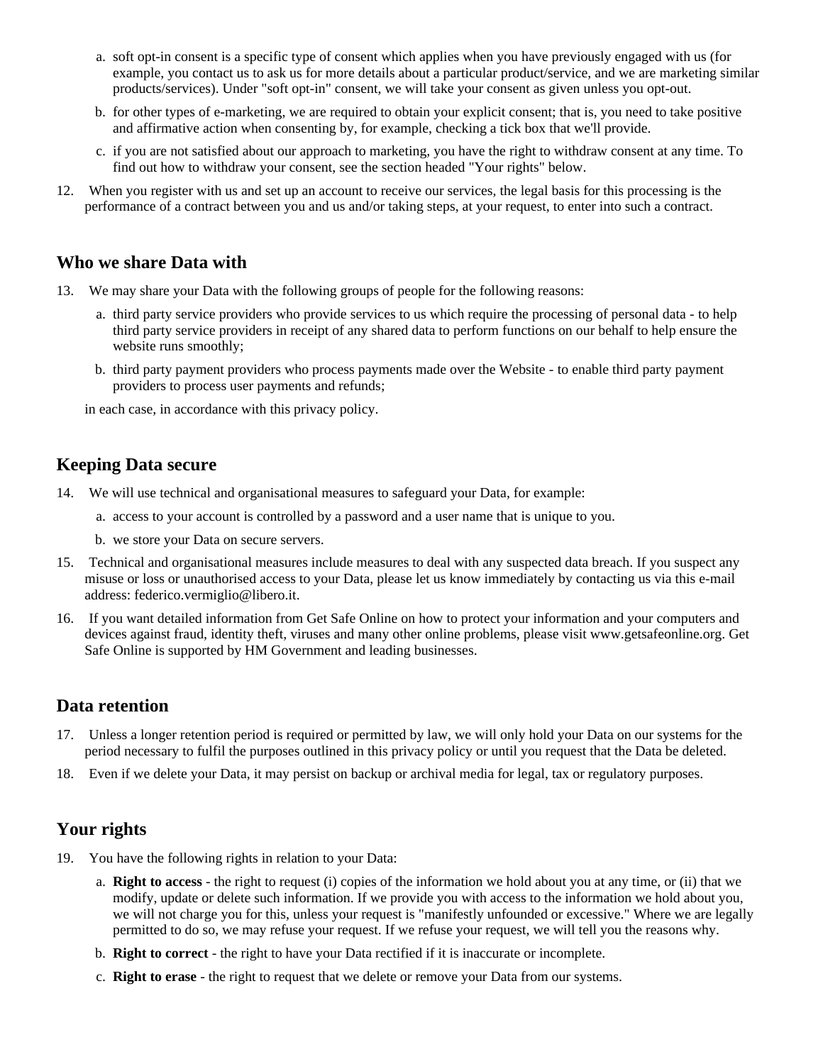a. soft opt-in consent is a specific type of consent which applies when you have previously engaged with us (for example, you contact us to ask us for more details about a particular product/service, and we are marketing similar products/services). Under "soft opt-in" consent, we will take your consent as given unless you opt-out.

b. for other types of e-marketing, we are required to obtain your explicit consent; that is, you need to take positive and affirmative action when consenting by, for example, checking a tick box that we'll provide.

c. if you are not satisfied about our approach to marketing, you have the right to withdraw consent at any time. To find out how to withdraw your consent, see the section headed "Your rights" below.

12. When you register with us and set up an account to receive our services, the legal basis for this processing is the performance of a contract between you and us and/or taking steps, at your request, to enter into such a contract.

## Who we share Data with

13. We may share your Data with the following groups of people for the following reasons:

    a. third party service providers who provide services to us which require the processing of personal data - to help third party service providers in receipt of any shared data to perform functions on our behalf to help ensure the website runs smoothly;

    b. third party payment providers who process payments made over the Website - to enable third party payment providers to process user payments and refunds;

    in each case, in accordance with this privacy policy.

## Keeping Data secure

14. We will use technical and organisational measures to safeguard your Data, for example:

    a. access to your account is controlled by a password and a user name that is unique to you.

    b. we store your Data on secure servers.

15. Technical and organisational measures include measures to deal with any suspected data breach. If you suspect any misuse or loss or unauthorised access to your Data, please let us know immediately by contacting us via this e-mail address: federico.vermiglio@libero.it.

16. If you want detailed information from Get Safe Online on how to protect your information and your computers and devices against fraud, identity theft, viruses and many other online problems, please visit www.getsafeonline.org. Get Safe Online is supported by HM Government and leading businesses.

## Data retention

17. Unless a longer retention period is required or permitted by law, we will only hold your Data on our systems for the period necessary to fulfil the purposes outlined in this privacy policy or until you request that the Data be deleted.

18. Even if we delete your Data, it may persist on backup or archival media for legal, tax or regulatory purposes.

## Your rights

19. You have the following rights in relation to your Data:

    a. **Right to access** - the right to request (i) copies of the information we hold about you at any time, or (ii) that we modify, update or delete such information. If we provide you with access to the information we hold about you, we will not charge you for this, unless your request is "manifestly unfounded or excessive." Where we are legally permitted to do so, we may refuse your request. If we refuse your request, we will tell you the reasons why.

    b. **Right to correct** - the right to have your Data rectified if it is inaccurate or incomplete.

    c. **Right to erase** - the right to request that we delete or remove your Data from our systems.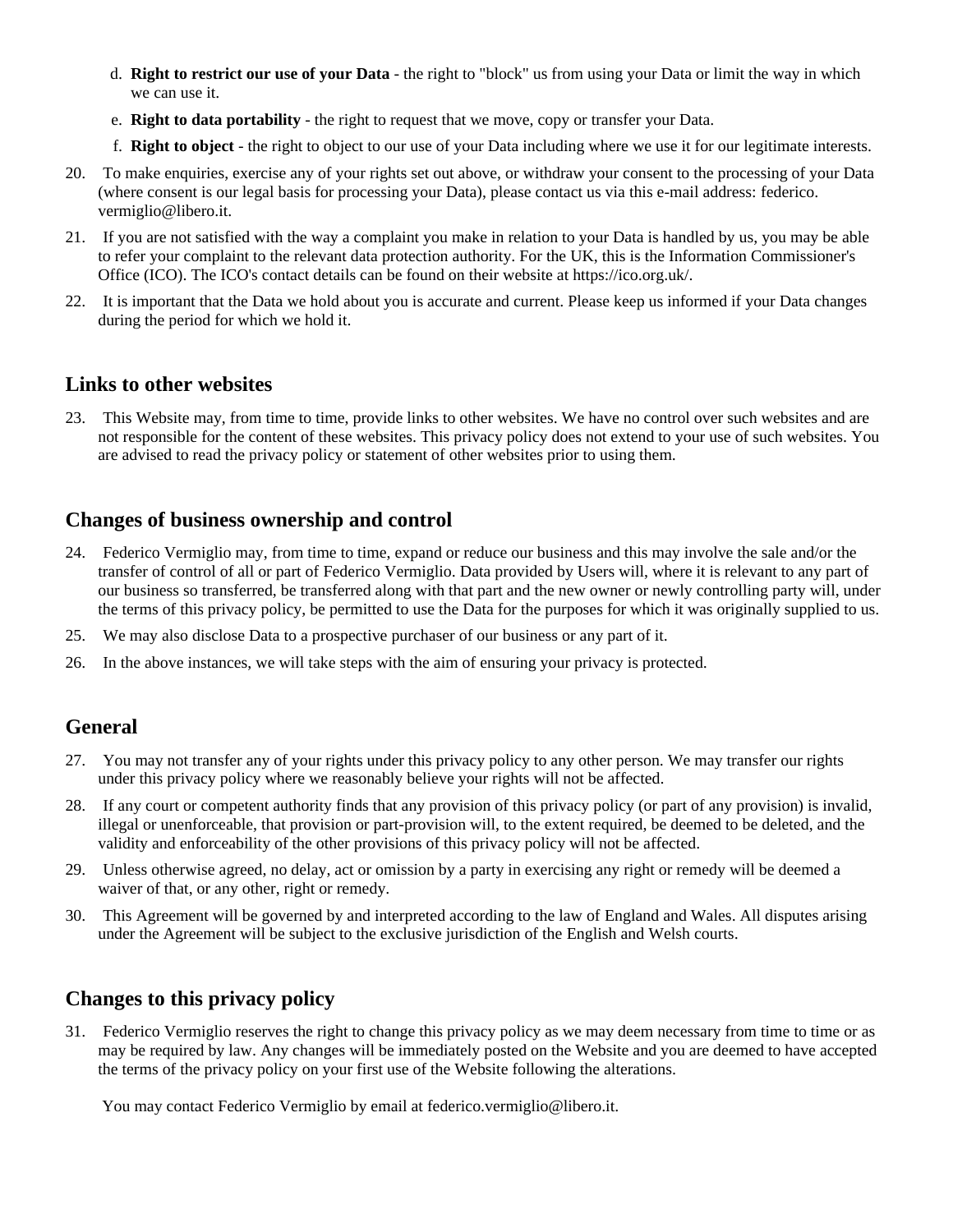d. **Right to restrict our use of your Data** - the right to "block" us from using your Data or limit the way in which we can use it.

e. **Right to data portability** - the right to request that we move, copy or transfer your Data.

f. **Right to object** - the right to object to our use of your Data including where we use it for our legitimate interests.

20. To make enquiries, exercise any of your rights set out above, or withdraw your consent to the processing of your Data (where consent is our legal basis for processing your Data), please contact us via this e-mail address: federico.vermiglio@libero.it.

21. If you are not satisfied with the way a complaint you make in relation to your Data is handled by us, you may be able to refer your complaint to the relevant data protection authority. For the UK, this is the Information Commissioner's Office (ICO). The ICO's contact details can be found on their website at https://ico.org.uk/.

22. It is important that the Data we hold about you is accurate and current. Please keep us informed if your Data changes during the period for which we hold it.

## Links to other websites

23. This Website may, from time to time, provide links to other websites. We have no control over such websites and are not responsible for the content of these websites. This privacy policy does not extend to your use of such websites. You are advised to read the privacy policy or statement of other websites prior to using them.

## Changes of business ownership and control

24. Federico Vermiglio may, from time to time, expand or reduce our business and this may involve the sale and/or the transfer of control of all or part of Federico Vermiglio. Data provided by Users will, where it is relevant to any part of our business so transferred, be transferred along with that part and the new owner or newly controlling party will, under the terms of this privacy policy, be permitted to use the Data for the purposes for which it was originally supplied to us.

25. We may also disclose Data to a prospective purchaser of our business or any part of it.

26. In the above instances, we will take steps with the aim of ensuring your privacy is protected.

## General

27. You may not transfer any of your rights under this privacy policy to any other person. We may transfer our rights under this privacy policy where we reasonably believe your rights will not be affected.

28. If any court or competent authority finds that any provision of this privacy policy (or part of any provision) is invalid, illegal or unenforceable, that provision or part-provision will, to the extent required, be deemed to be deleted, and the validity and enforceability of the other provisions of this privacy policy will not be affected.

29. Unless otherwise agreed, no delay, act or omission by a party in exercising any right or remedy will be deemed a waiver of that, or any other, right or remedy.

30. This Agreement will be governed by and interpreted according to the law of England and Wales. All disputes arising under the Agreement will be subject to the exclusive jurisdiction of the English and Welsh courts.

## Changes to this privacy policy

31. Federico Vermiglio reserves the right to change this privacy policy as we may deem necessary from time to time or as may be required by law. Any changes will be immediately posted on the Website and you are deemed to have accepted the terms of the privacy policy on your first use of the Website following the alterations.

You may contact Federico Vermiglio by email at federico.vermiglio@libero.it.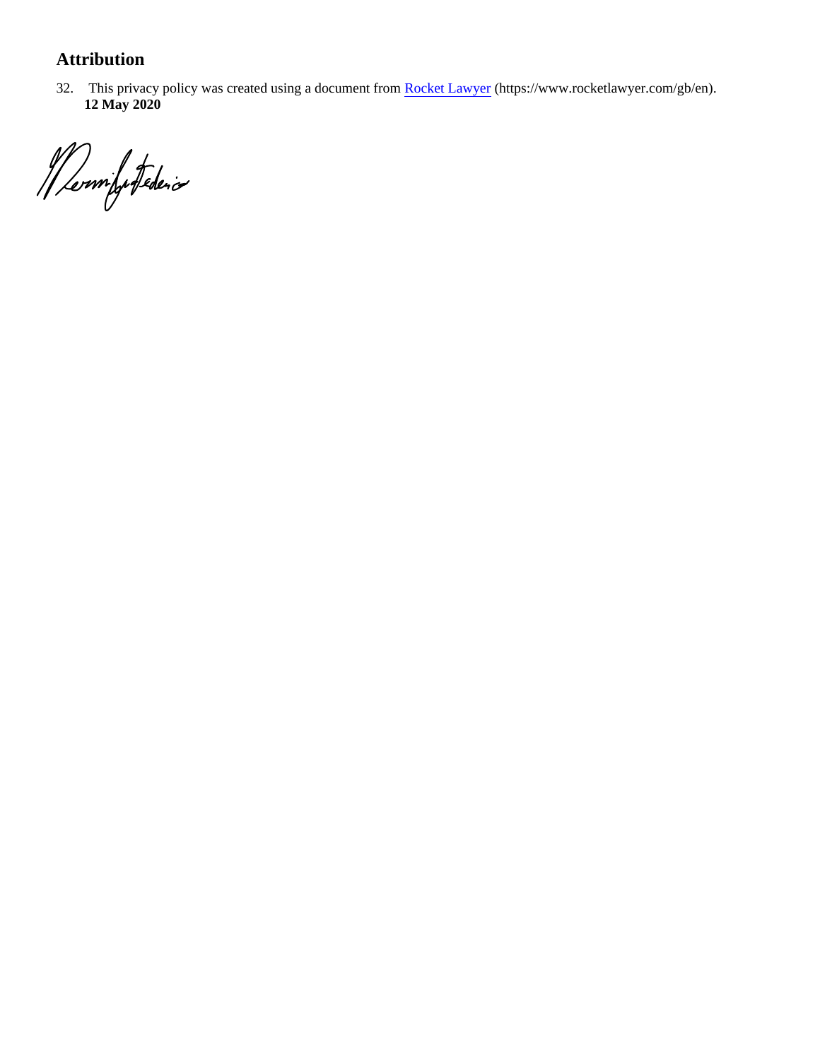## Attribution

32. This privacy policy was created using a document from [Rocket Lawyer](https://www.rocketlawyer.com/gb/en) (https://www.rocketlawyer.com/gb/en).
**12 May 2020**